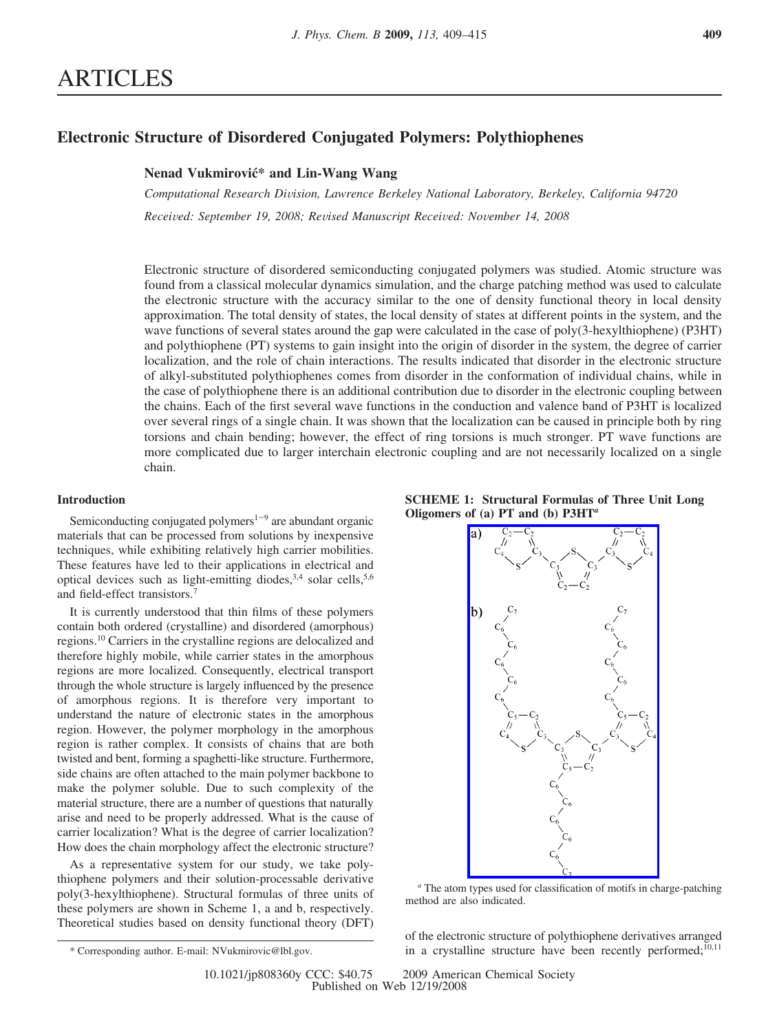# ARTICLES

## Electronic Structure of Disordered Conjugated Polymers: Polythiophenes

**Nenad Vukmirović* and Lin-Wang Wang**

*Computational Research Division, Lawrence Berkeley National Laboratory, Berkeley, California 94720*

*Received: September 19, 2008; Revised Manuscript Received: November 14, 2008*

Electronic structure of disordered semiconducting conjugated polymers was studied. Atomic structure was found from a classical molecular dynamics simulation, and the charge patching method was used to calculate the electronic structure with the accuracy similar to the one of density functional theory in local density approximation. The total density of states, the local density of states at different points in the system, and the wave functions of several states around the gap were calculated in the case of poly(3-hexylthiophene) (P3HT) and polythiophene (PT) systems to gain insight into the origin of disorder in the system, the degree of carrier localization, and the role of chain interactions. The results indicated that disorder in the electronic structure of alkyl-substituted polythiophenes comes from disorder in the conformation of individual chains, while in the case of polythiophene there is an additional contribution due to disorder in the electronic coupling between the chains. Each of the first several wave functions in the conduction and valence band of P3HT is localized over several rings of a single chain. It was shown that the localization can be caused in principle both by ring torsions and chain bending; however, the effect of ring torsions is much stronger. PT wave functions are more complicated due to larger interchain electronic coupling and are not necessarily localized on a single chain.

### Introduction

Semiconducting conjugated polymers[1-9] are abundant organic materials that can be processed from solutions by inexpensive techniques, while exhibiting relatively high carrier mobilities. These features have led to their applications in electrical and optical devices such as light-emitting diodes,[3,4] solar cells,[5,6] and field-effect transistors.[7]

It is currently understood that thin films of these polymers contain both ordered (crystalline) and disordered (amorphous) regions.[10] Carriers in the crystalline regions are delocalized and therefore highly mobile, while carrier states in the amorphous regions are more localized. Consequently, electrical transport through the whole structure is largely influenced by the presence of amorphous regions. It is therefore very important to understand the nature of electronic states in the amorphous region. However, the polymer morphology in the amorphous region is rather complex. It consists of chains that are both twisted and bent, forming a spaghetti-like structure. Furthermore, side chains are often attached to the main polymer backbone to make the polymer soluble. Due to such complexity of the material structure, there are a number of questions that naturally arise and need to be properly addressed. What is the cause of carrier localization? What is the degree of carrier localization? How does the chain morphology affect the electronic structure?

As a representative system for our study, we take polythiophene polymers and their solution-processable derivative poly(3-hexylthiophene). Structural formulas of three units of these polymers are shown in Scheme 1, a and b, respectively. Theoretical studies based on density functional theory (DFT) of the electronic structure of polythiophene derivatives arranged in a crystalline structure have been recently performed;[10,11]

**SCHEME 1: Structural Formulas of Three Unit Long Oligomers of (a) PT and (b) P3HT[a]**

[a] The atom types used for classification of motifs in charge-patching method are also indicated.

\* Corresponding author. E-mail: NVukmirovic@lbl.gov.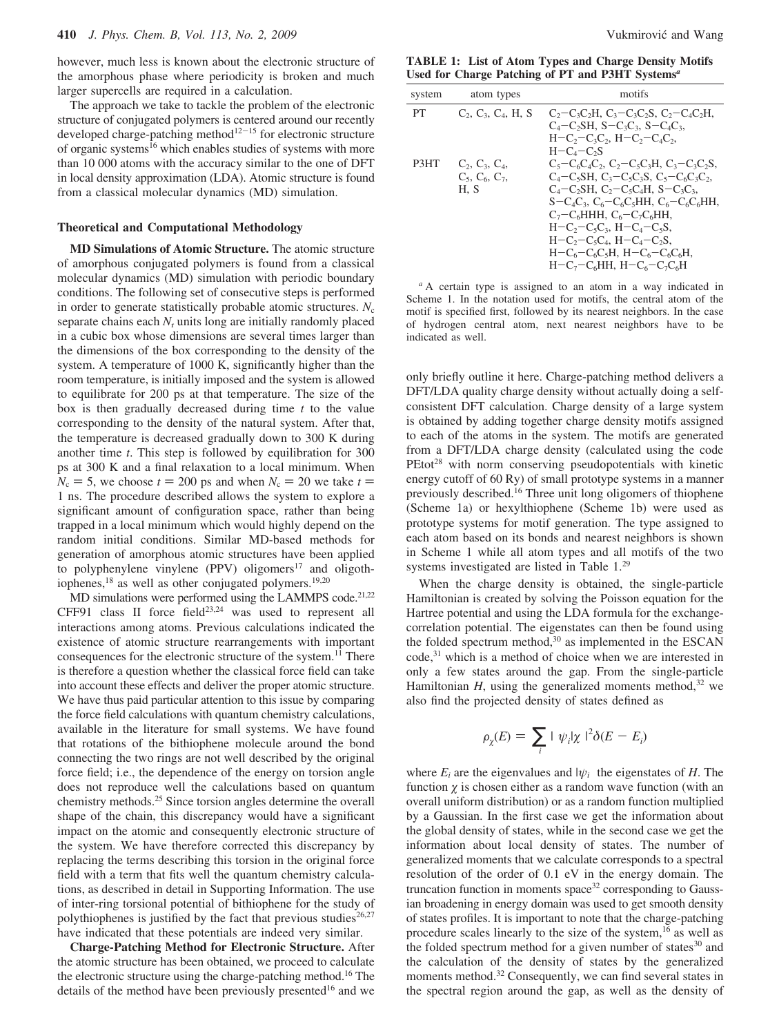however, much less is known about the electronic structure of the amorphous phase where periodicity is broken and much larger supercells are required in a calculation.

The approach we take to tackle the problem of the electronic structure of conjugated polymers is centered around our recently developed charge-patching method[12-15] for electronic structure of organic systems[16] which enables studies of systems with more than 10 000 atoms with the accuracy similar to the one of DFT in local density approximation (LDA). Atomic structure is found from a classical molecular dynamics (MD) simulation.

## Theoretical and Computational Methodology

**MD Simulations of Atomic Structure.** The atomic structure of amorphous conjugated polymers is found from a classical molecular dynamics (MD) simulation with periodic boundary conditions. The following set of consecutive steps is performed in order to generate statistically probable atomic structures. $N_c$ separate chains each $N_r$ units long are initially randomly placed in a cubic box whose dimensions are several times larger than the dimensions of the box corresponding to the density of the system. A temperature of 1000 K, significantly higher than the room temperature, is initially imposed and the system is allowed to equilibrate for 200 ps at that temperature. The size of the box is then gradually decreased during time $t$ to the value corresponding to the density of the natural system. After that, the temperature is decreased gradually down to 300 K during another time $t$. This step is followed by equilibration for 300 ps at 300 K and a final relaxation to a local minimum. When $N_c = 5$, we choose $t = 200$ ps and when $N_c = 20$ we take $t =$ 1 ns. The procedure described allows the system to explore a significant amount of configuration space, rather than being trapped in a local minimum which would highly depend on the random initial conditions. Similar MD-based methods for generation of amorphous atomic structures have been applied to polyphenylene vinylene (PPV) oligomers[17] and oligothiophenes,[18] as well as other conjugated polymers.[19,20]

MD simulations were performed using the LAMMPS code.[21,22] CFF91 class II force field[23,24] was used to represent all interactions among atoms. Previous calculations indicated the existence of atomic structure rearrangements with important consequences for the electronic structure of the system.[11] There is therefore a question whether the classical force field can take into account these effects and deliver the proper atomic structure. We have thus paid particular attention to this issue by comparing the force field calculations with quantum chemistry calculations, available in the literature for small systems. We have found that rotations of the bithiophene molecule around the bond connecting the two rings are not well described by the original force field; i.e., the dependence of the energy on torsion angle does not reproduce well the calculations based on quantum chemistry methods.[25] Since torsion angles determine the overall shape of the chain, this discrepancy would have a significant impact on the atomic and consequently electronic structure of the system. We have therefore corrected this discrepancy by replacing the terms describing this torsion in the original force field with a term that fits well the quantum chemistry calculations, as described in detail in Supporting Information. The use of inter-ring torsional potential of bithiophene for the study of polythiophenes is justified by the fact that previous studies[26,27] have indicated that these potentials are indeed very similar.

**Charge-Patching Method for Electronic Structure.** After the atomic structure has been obtained, we proceed to calculate the electronic structure using the charge-patching method.[16] The details of the method have been previously presented[16] and we only briefly outline it here. Charge-patching method delivers a DFT/LDA quality charge density without actually doing a self-consistent DFT calculation. Charge density of a large system is obtained by adding together charge density motifs assigned to each of the atoms in the system. The motifs are generated from a DFT/LDA charge density (calculated using the code PEtot[28] with norm conserving pseudopotentials with kinetic energy cutoff of 60 Ry) of small prototype systems in a manner previously described.[16] Three unit long oligomers of thiophene (Scheme 1a) or hexylthiophene (Scheme 1b) were used as prototype systems for motif generation. The type assigned to each atom based on its bonds and nearest neighbors is shown in Scheme 1 while all atom types and all motifs of the two systems investigated are listed in Table 1.[29]

**TABLE 1: List of Atom Types and Charge Density Motifs Used for Charge Patching of PT and P3HT Systems[a]**

| system | atom types | motifs |
|---|---|---|
| PT | $C_2$, $C_3$, $C_4$, H, S | $C_2$–$C_3C_2$H, $C_3$–$C_3C_2$S, $C_2$–$C_4C_2$H, $C_4$–$C_2$SH, S–$C_3C_3$, S–$C_4C_3$, H–$C_2$–$C_3C_2$, H–$C_2$–$C_4C_2$, H–$C_4$–$C_2$S |
| P3HT | $C_2$, $C_3$, $C_4$, $C_5$, $C_6$, $C_7$, H, S | $C_5$–$C_6C_4C_2$, $C_2$–$C_5C_3$H, $C_3$–$C_3C_2$S, $C_4$–$C_5$SH, $C_3$–$C_5C_3$S, $C_5$–$C_6C_3C_2$, $C_4$–$C_2$SH, $C_2$–$C_5C_4$H, S–$C_3C_3$, S–$C_4C_3$, $C_6$–$C_6C_5$HH, $C_6$–$C_6C_6$HH, $C_7$–$C_6$HHH, $C_6$–$C_7C_6$HH, H–$C_2$–$C_5C_3$, H–$C_4$–$C_5$S, H–$C_2$–$C_5C_4$, H–$C_4$–$C_2$S, H–$C_6$–$C_6C_5$H, H–$C_6$–$C_6C_6$H, H–$C_7$–$C_6$HH, H–$C_6$–$C_7C_6$H |

[a] A certain type is assigned to an atom in a way indicated in Scheme 1. In the notation used for motifs, the central atom of the motif is specified first, followed by its nearest neighbors. In the case of hydrogen central atom, next nearest neighbors have to be indicated as well.

When the charge density is obtained, the single-particle Hamiltonian is created by solving the Poisson equation for the Hartree potential and using the LDA formula for the exchange-correlation potential. The eigenstates can then be found using the folded spectrum method,[30] as implemented in the ESCAN code,[31] which is a method of choice when we are interested in only a few states around the gap. From the single-particle Hamiltonian $H$, using the generalized moments method,[32] we also find the projected density of states defined as

$$\rho_{\chi}(E) = \sum_i |\langle \psi_i|\chi\rangle|^2\delta(E - E_i)$$

where $E_i$ are the eigenvalues and $|\psi_i\rangle$ the eigenstates of $H$. The function $\chi$ is chosen either as a random wave function (with an overall uniform distribution) or as a random function multiplied by a Gaussian. In the first case we get the information about the global density of states, while in the second case we get the information about local density of states. The number of generalized moments that we calculate corresponds to a spectral resolution of the order of 0.1 eV in the energy domain. The truncation function in moments space[32] corresponding to Gaussian broadening in energy domain was used to get smooth density of states profiles. It is important to note that the charge-patching procedure scales linearly to the size of the system,[16] as well as the folded spectrum method for a given number of states[30] and the calculation of the density of states by the generalized moments method.[32] Consequently, we can find several states in the spectral region around the gap, as well as the density of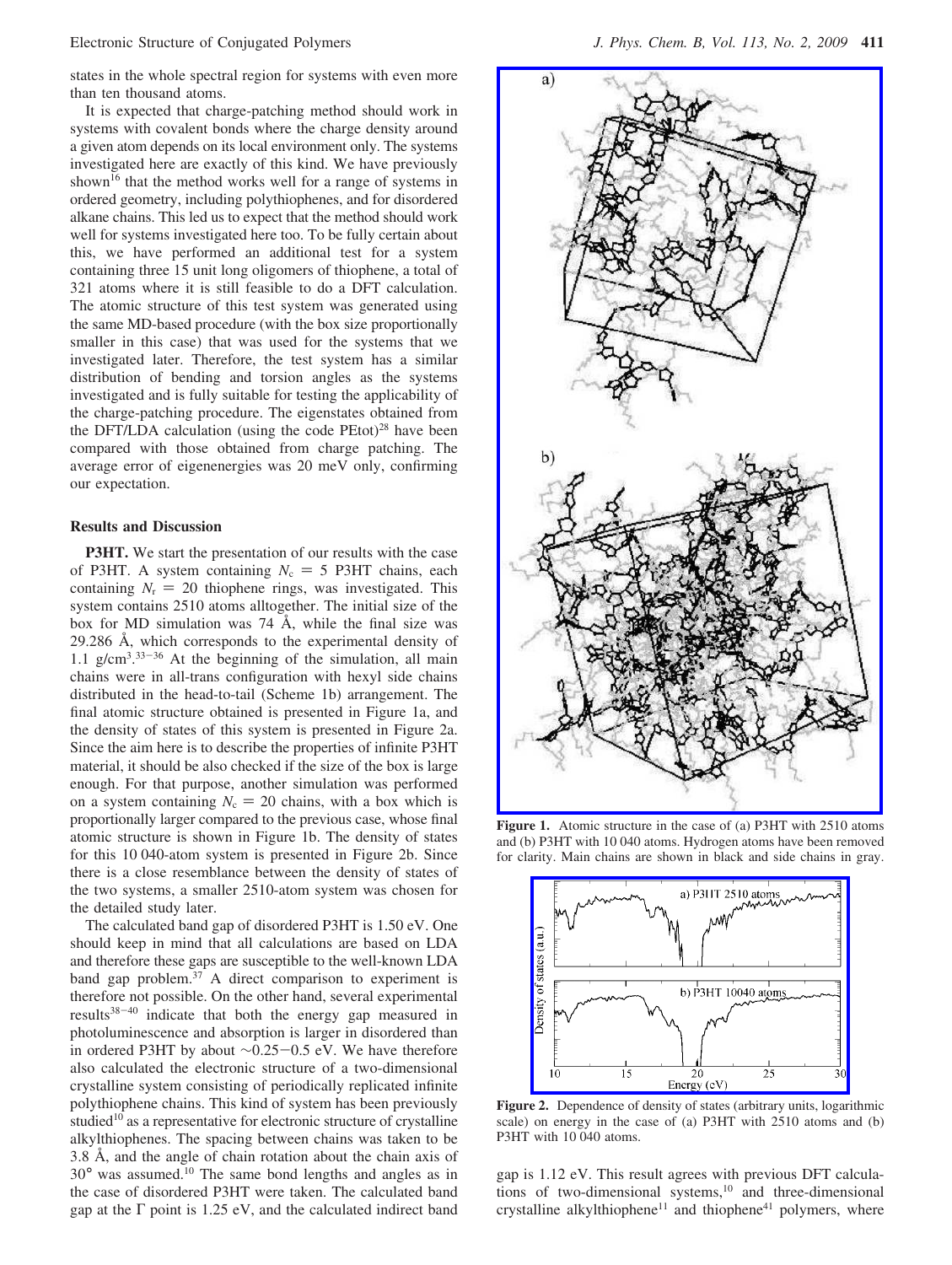states in the whole spectral region for systems with even more than ten thousand atoms.

It is expected that charge-patching method should work in systems with covalent bonds where the charge density around a given atom depends on its local environment only. The systems investigated here are exactly of this kind. We have previously shown[16] that the method works well for a range of systems in ordered geometry, including polythiophenes, and for disordered alkane chains. This led us to expect that the method should work well for systems investigated here too. To be fully certain about this, we have performed an additional test for a system containing three 15 unit long oligomers of thiophene, a total of 321 atoms where it is still feasible to do a DFT calculation. The atomic structure of this test system was generated using the same MD-based procedure (with the box size proportionally smaller in this case) that was used for the systems that we investigated later. Therefore, the test system has a similar distribution of bending and torsion angles as the systems investigated and is fully suitable for testing the applicability of the charge-patching procedure. The eigenstates obtained from the DFT/LDA calculation (using the code PEtot)[28] have been compared with those obtained from charge patching. The average error of eigenenergies was 20 meV only, confirming our expectation.

## Results and Discussion

**P3HT.** We start the presentation of our results with the case of P3HT. A system containing $N_c = 5$ P3HT chains, each containing $N_r = 20$ thiophene rings, was investigated. This system contains 2510 atoms alltogether. The initial size of the box for MD simulation was 74 Å, while the final size was 29.286 Å, which corresponds to the experimental density of 1.1 g/cm[3].[33-36] At the beginning of the simulation, all main chains were in all-trans configuration with hexyl side chains distributed in the head-to-tail (Scheme 1b) arrangement. The final atomic structure obtained is presented in Figure 1a, and the density of states of this system is presented in Figure 2a. Since the aim here is to describe the properties of infinite P3HT material, it should be also checked if the size of the box is large enough. For that purpose, another simulation was performed on a system containing $N_c = 20$ chains, with a box which is proportionally larger compared to the previous case, whose final atomic structure is shown in Figure 1b. The density of states for this 10 040-atom system is presented in Figure 2b. Since there is a close resemblance between the density of states of the two systems, a smaller 2510-atom system was chosen for the detailed study later.

The calculated band gap of disordered P3HT is 1.50 eV. One should keep in mind that all calculations are based on LDA and therefore these gaps are susceptible to the well-known LDA band gap problem.[37] A direct comparison to experiment is therefore not possible. On the other hand, several experimental results[38-40] indicate that both the energy gap measured in photoluminescence and absorption is larger in disordered than in ordered P3HT by about ~0.25−0.5 eV. We have therefore also calculated the electronic structure of a two-dimensional crystalline system consisting of periodically replicated infinite polythiophene chains. This kind of system has been previously studied[10] as a representative for electronic structure of crystalline alkylthiophenes. The spacing between chains was taken to be 3.8 Å, and the angle of chain rotation about the chain axis of 30° was assumed.[10] The same bond lengths and angles as in the case of disordered P3HT were taken. The calculated band gap at the Γ point is 1.25 eV, and the calculated indirect band gap is 1.12 eV. This result agrees with previous DFT calculations of two-dimensional systems,[10] and three-dimensional crystalline alkylthiophene[11] and thiophene[41] polymers, where

Figure 1. Atomic structure in the case of (a) P3HT with 2510 atoms and (b) P3HT with 10 040 atoms. Hydrogen atoms have been removed for clarity. Main chains are shown in black and side chains in gray.

Figure 2. Dependence of density of states (arbitrary units, logarithmic scale) on energy in the case of (a) P3HT with 2510 atoms and (b) P3HT with 10 040 atoms.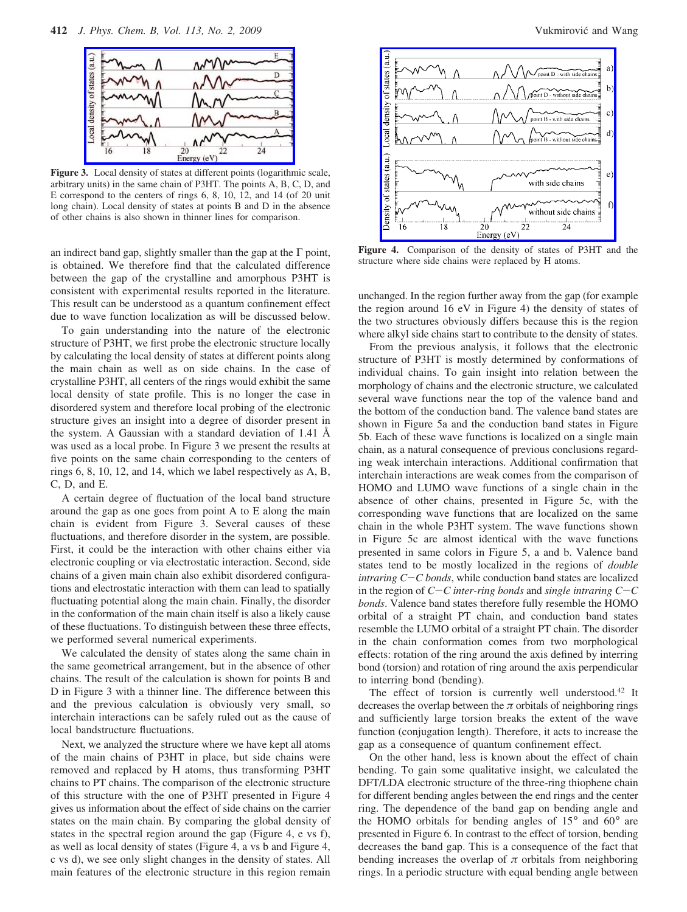**Figure 3.** Local density of states at different points (logarithmic scale, arbitrary units) in the same chain of P3HT. The points A, B, C, D, and E correspond to the centers of rings 6, 8, 10, 12, and 14 (of 20 unit long chain). Local density of states at points B and D in the absence of other chains is also shown in thinner lines for comparison.

an indirect band gap, slightly smaller than the gap at the Γ point, is obtained. We therefore find that the calculated difference between the gap of the crystalline and amorphous P3HT is consistent with experimental results reported in the literature. This result can be understood as a quantum confinement effect due to wave function localization as will be discussed below.

To gain understanding into the nature of the electronic structure of P3HT, we first probe the electronic structure locally by calculating the local density of states at different points along the main chain as well as on side chains. In the case of crystalline P3HT, all centers of the rings would exhibit the same local density of state profile. This is no longer the case in disordered system and therefore local probing of the electronic structure gives an insight into a degree of disorder present in the system. A Gaussian with a standard deviation of 1.41 Å was used as a local probe. In Figure 3 we present the results at five points on the same chain corresponding to the centers of rings 6, 8, 10, 12, and 14, which we label respectively as A, B, C, D, and E.

A certain degree of fluctuation of the local band structure around the gap as one goes from point A to E along the main chain is evident from Figure 3. Several causes of these fluctuations, and therefore disorder in the system, are possible. First, it could be the interaction with other chains either via electronic coupling or via electrostatic interaction. Second, side chains of a given main chain also exhibit disordered configurations and electrostatic interaction with them can lead to spatially fluctuating potential along the main chain. Finally, the disorder in the conformation of the main chain itself is also a likely cause of these fluctuations. To distinguish between these three effects, we performed several numerical experiments.

We calculated the density of states along the same chain in the same geometrical arrangement, but in the absence of other chains. The result of the calculation is shown for points B and D in Figure 3 with a thinner line. The difference between this and the previous calculation is obviously very small, so interchain interactions can be safely ruled out as the cause of local bandstructure fluctuations.

Next, we analyzed the structure where we have kept all atoms of the main chains of P3HT in place, but side chains were removed and replaced by H atoms, thus transforming P3HT chains to PT chains. The comparison of the electronic structure of this structure with the one of P3HT presented in Figure 4 gives us information about the effect of side chains on the carrier states on the main chain. By comparing the global density of states in the spectral region around the gap (Figure 4, e vs f), as well as local density of states (Figure 4, a vs b and Figure 4, c vs d), we see only slight changes in the density of states. All main features of the electronic structure in this region remain

**Figure 4.** Comparison of the density of states of P3HT and the structure where side chains were replaced by H atoms.

unchanged. In the region further away from the gap (for example the region around 16 eV in Figure 4) the density of states of the two structures obviously differs because this is the region where alkyl side chains start to contribute to the density of states.

From the previous analysis, it follows that the electronic structure of P3HT is mostly determined by conformations of individual chains. To gain insight into relation between the morphology of chains and the electronic structure, we calculated several wave functions near the top of the valence band and the bottom of the conduction band. The valence band states are shown in Figure 5a and the conduction band states in Figure 5b. Each of these wave functions is localized on a single main chain, as a natural consequence of previous conclusions regarding weak interchain interactions. Additional confirmation that interchain interactions are weak comes from the comparison of HOMO and LUMO wave functions of a single chain in the absence of other chains, presented in Figure 5c, with the corresponding wave functions that are localized on the same chain in the whole P3HT system. The wave functions shown in Figure 5c are almost identical with the wave functions presented in same colors in Figure 5, a and b. Valence band states tend to be mostly localized in the regions of *double intraring C−C bonds*, while conduction band states are localized in the region of *C−C inter-ring bonds* and *single intraring C−C bonds*. Valence band states therefore fully resemble the HOMO orbital of a straight PT chain, and conduction band states resemble the LUMO orbital of a straight PT chain. The disorder in the chain conformation comes from two morphological effects: rotation of the ring around the axis defined by interring bond (torsion) and rotation of ring around the axis perpendicular to interring bond (bending).

The effect of torsion is currently well understood.[42] It decreases the overlap between the $\pi$ orbitals of neighboring rings and sufficiently large torsion breaks the extent of the wave function (conjugation length). Therefore, it acts to increase the gap as a consequence of quantum confinement effect.

On the other hand, less is known about the effect of chain bending. To gain some qualitative insight, we calculated the DFT/LDA electronic structure of the three-ring thiophene chain for different bending angles between the end rings and the center ring. The dependence of the band gap on bending angle and the HOMO orbitals for bending angles of 15° and 60° are presented in Figure 6. In contrast to the effect of torsion, bending decreases the band gap. This is a consequence of the fact that bending increases the overlap of $\pi$ orbitals from neighboring rings. In a periodic structure with equal bending angle between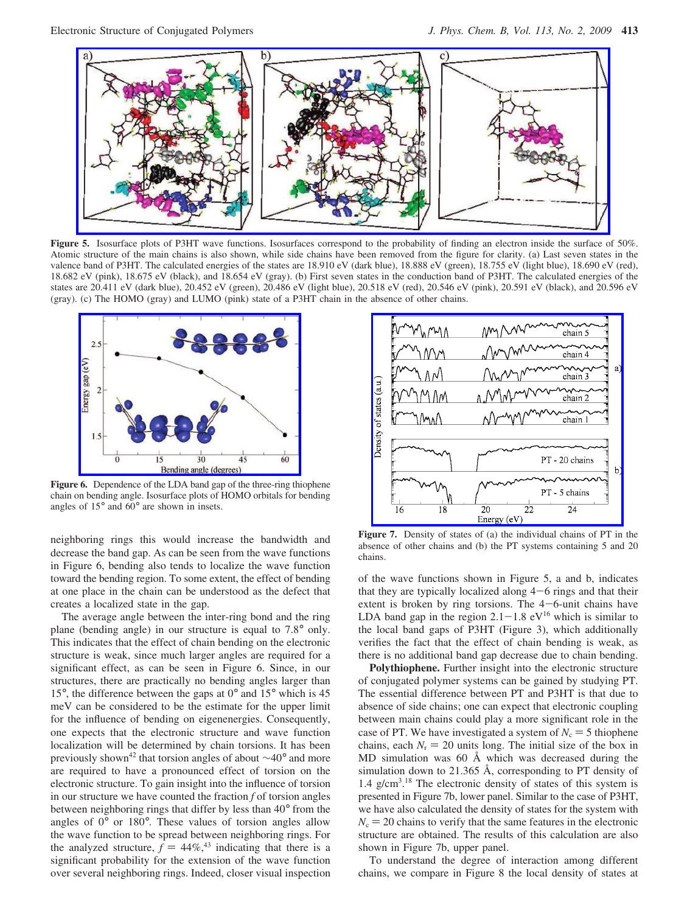**Figure 5.** Isosurface plots of P3HT wave functions. Isosurfaces correspond to the probability of finding an electron inside the surface of 50%. Atomic structure of the main chains is also shown, while side chains have been removed from the figure for clarity. (a) Last seven states in the valence band of P3HT. The calculated energies of the states are 18.910 eV (dark blue), 18.888 eV (green), 18.755 eV (light blue), 18.690 eV (red), 18.682 eV (pink), 18.675 eV (black), and 18.654 eV (gray). (b) First seven states in the conduction band of P3HT. The calculated energies of the states are 20.411 eV (dark blue), 20.452 eV (green), 20.486 eV (light blue), 20.518 eV (red), 20.546 eV (pink), 20.591 eV (black), and 20.596 eV (gray). (c) The HOMO (gray) and LUMO (pink) state of a P3HT chain in the absence of other chains.

**Figure 6.** Dependence of the LDA band gap of the three-ring thiophene chain on bending angle. Isosurface plots of HOMO orbitals for bending angles of 15° and 60° are shown in insets.

neighboring rings this would increase the bandwidth and decrease the band gap. As can be seen from the wave functions in Figure 6, bending also tends to localize the wave function toward the bending region. To some extent, the effect of bending at one place in the chain can be understood as the defect that creates a localized state in the gap.

The average angle between the inter-ring bond and the ring plane (bending angle) in our structure is equal to 7.8° only. This indicates that the effect of chain bending on the electronic structure is weak, since much larger angles are required for a significant effect, as can be seen in Figure 6. Since, in our structures, there are practically no bending angles larger than 15°, the difference between the gaps at 0° and 15° which is 45 meV can be considered to be the estimate for the upper limit for the influence of bending on eigenenergies. Consequently, one expects that the electronic structure and wave function localization will be determined by chain torsions. It has been previously shown[42] that torsion angles of about ~40° and more are required to have a pronounced effect of torsion on the electronic structure. To gain insight into the influence of torsion in our structure we have counted the fraction $f$ of torsion angles between neighboring rings that differ by less than 40° from the angles of 0° or 180°. These values of torsion angles allow the wave function to be spread between neighboring rings. For the analyzed structure, $f = 44\%$,[43] indicating that there is a significant probability for the extension of the wave function over several neighboring rings. Indeed, closer visual inspection of the wave functions shown in Figure 5, a and b, indicates that they are typically localized along 4−6 rings and that their extent is broken by ring torsions. The 4−6-unit chains have LDA band gap in the region 2.1−1.8 eV[16] which is similar to the local band gaps of P3HT (Figure 3), which additionally verifies the fact that the effect of chain bending is weak, as there is no additional band gap decrease due to chain bending.

**Figure 7.** Density of states of (a) the individual chains of PT in the absence of other chains and (b) the PT systems containing 5 and 20 chains.

**Polythiophene.** Further insight into the electronic structure of conjugated polymer systems can be gained by studying PT. The essential difference between PT and P3HT is that due to absence of side chains; one can expect that electronic coupling between main chains could play a more significant role in the case of PT. We have investigated a system of $N_c = 5$ thiophene chains, each $N_r = 20$ units long. The initial size of the box in MD simulation was 60 Å which was decreased during the simulation down to 21.365 Å, corresponding to PT density of 1.4 g/cm$^3$.[18] The electronic density of states of this system is presented in Figure 7b, lower panel. Similar to the case of P3HT, we have also calculated the density of states for the system with $N_c = 20$ chains to verify that the same features in the electronic structure are obtained. The results of this calculation are also shown in Figure 7b, upper panel.

To understand the degree of interaction among different chains, we compare in Figure 8 the local density of states at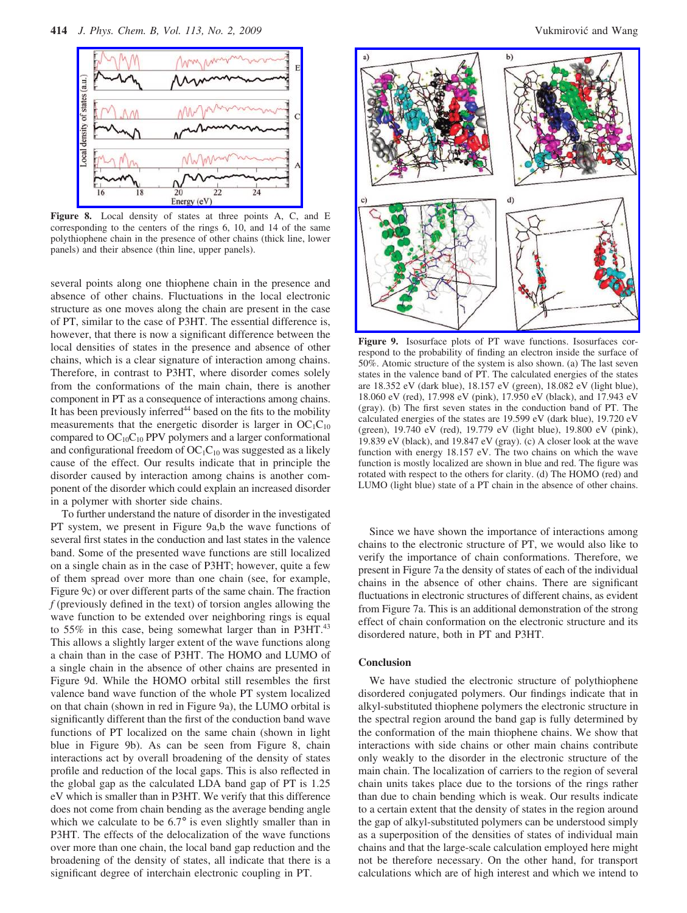Figure 8. Local density of states at three points A, C, and E corresponding to the centers of the rings 6, 10, and 14 of the same polythiophene chain in the presence of other chains (thick line, lower panels) and their absence (thin line, upper panels).

several points along one thiophene chain in the presence and absence of other chains. Fluctuations in the local electronic structure as one moves along the chain are present in the case of PT, similar to the case of P3HT. The essential difference is, however, that there is now a significant difference between the local densities of states in the presence and absence of other chains, which is a clear signature of interaction among chains. Therefore, in contrast to P3HT, where disorder comes solely from the conformations of the main chain, there is another component in PT as a consequence of interactions among chains. It has been previously inferred[44] based on the fits to the mobility measurements that the energetic disorder is larger in $OC_1C_{10}$ compared to $OC_{10}C_{10}$ PPV polymers and a larger conformational and configurational freedom of $OC_1C_{10}$ was suggested as a likely cause of the effect. Our results indicate that in principle the disorder caused by interaction among chains is another component of the disorder which could explain an increased disorder in a polymer with shorter side chains.

To further understand the nature of disorder in the investigated PT system, we present in Figure 9a,b the wave functions of several first states in the conduction and last states in the valence band. Some of the presented wave functions are still localized on a single chain as in the case of P3HT; however, quite a few of them spread over more than one chain (see, for example, Figure 9c) or over different parts of the same chain. The fraction $f$ (previously defined in the text) of torsion angles allowing the wave function to be extended over neighboring rings is equal to 55% in this case, being somewhat larger than in P3HT.[43] This allows a slightly larger extent of the wave functions along a chain than in the case of P3HT. The HOMO and LUMO of a single chain in the absence of other chains are presented in Figure 9d. While the HOMO orbital still resembles the first valence band wave function of the whole PT system localized on that chain (shown in red in Figure 9a), the LUMO orbital is significantly different than the first of the conduction band wave functions of PT localized on the same chain (shown in light blue in Figure 9b). As can be seen from Figure 8, chain interactions act by overall broadening of the density of states profile and reduction of the local gaps. This is also reflected in the global gap as the calculated LDA band gap of PT is 1.25 eV which is smaller than in P3HT. We verify that this difference does not come from chain bending as the average bending angle which we calculate to be 6.7° is even slightly smaller than in P3HT. The effects of the delocalization of the wave functions over more than one chain, the local band gap reduction and the broadening of the density of states, all indicate that there is a significant degree of interchain electronic coupling in PT.

Figure 9. Isosurface plots of PT wave functions. Isosurfaces correspond to the probability of finding an electron inside the surface of 50%. Atomic structure of the system is also shown. (a) The last seven states in the valence band of PT. The calculated energies of the states are 18.352 eV (dark blue), 18.157 eV (green), 18.082 eV (light blue), 18.060 eV (red), 17.998 eV (pink), 17.950 eV (black), and 17.943 eV (gray). (b) The first seven states in the conduction band of PT. The calculated energies of the states are 19.599 eV (dark blue), 19.720 eV (green), 19.740 eV (red), 19.779 eV (light blue), 19.800 eV (pink), 19.839 eV (black), and 19.847 eV (gray). (c) A closer look at the wave function with energy 18.157 eV. The two chains on which the wave function is mostly localized are shown in blue and red. The figure was rotated with respect to the others for clarity. (d) The HOMO (red) and LUMO (light blue) state of a PT chain in the absence of other chains.

Since we have shown the importance of interactions among chains to the electronic structure of PT, we would also like to verify the importance of chain conformations. Therefore, we present in Figure 7a the density of states of each of the individual chains in the absence of other chains. There are significant fluctuations in electronic structures of different chains, as evident from Figure 7a. This is an additional demonstration of the strong effect of chain conformation on the electronic structure and its disordered nature, both in PT and P3HT.

## Conclusion

We have studied the electronic structure of polythiophene disordered conjugated polymers. Our findings indicate that in alkyl-substituted thiophene polymers the electronic structure in the spectral region around the band gap is fully determined by the conformation of the main thiophene chains. We show that interactions with side chains or other main chains contribute only weakly to the disorder in the electronic structure of the main chain. The localization of carriers to the region of several chain units takes place due to the torsions of the rings rather than due to chain bending which is weak. Our results indicate to a certain extent that the density of states in the region around the gap of alkyl-substituted polymers can be understood simply as a superposition of the densities of states of individual main chains and that the large-scale calculation employed here might not be therefore necessary. On the other hand, for transport calculations which are of high interest and which we intend to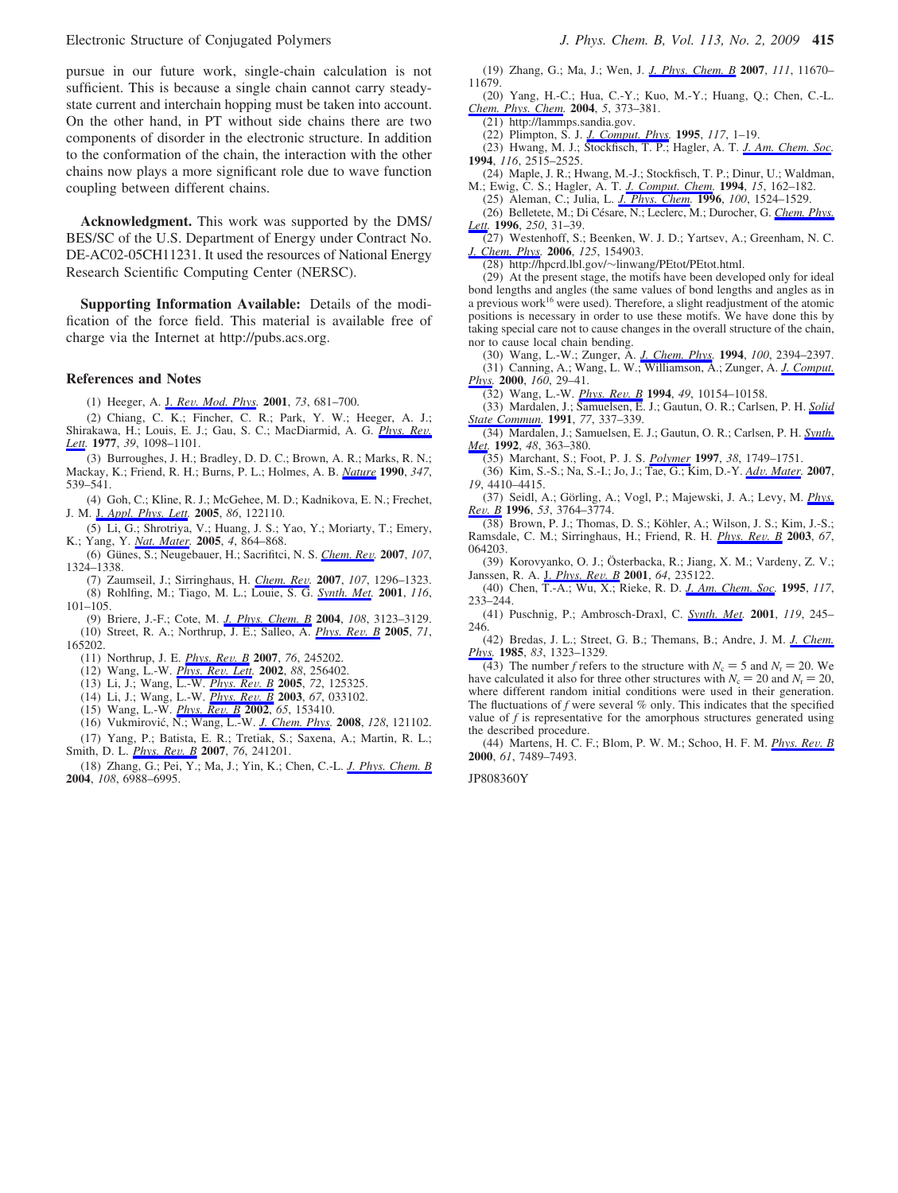pursue in our future work, single-chain calculation is not sufficient. This is because a single chain cannot carry steady-state current and interchain hopping must be taken into account. On the other hand, in PT without side chains there are two components of disorder in the electronic structure. In addition to the conformation of the chain, the interaction with the other chains now plays a more significant role due to wave function coupling between different chains.

**Acknowledgment.** This work was supported by the DMS/BES/SC of the U.S. Department of Energy under Contract No. DE-AC02-05CH11231. It used the resources of National Energy Research Scientific Computing Center (NERSC).

**Supporting Information Available:** Details of the modification of the force field. This material is available free of charge via the Internet at http://pubs.acs.org.

### References and Notes

(1) Heeger, A. J. *Rev. Mod. Phys.* **2001**, *73*, 681–700.

(2) Chiang, C. K.; Fincher, C. R.; Park, Y. W.; Heeger, A. J.; Shirakawa, H.; Louis, E. J.; Gau, S. C.; MacDiarmid, A. G. *Phys. Rev. Lett.* **1977**, *39*, 1098–1101.

(3) Burroughes, J. H.; Bradley, D. D. C.; Brown, A. R.; Marks, R. N.; Mackay, K.; Friend, R. H.; Burns, P. L.; Holmes, A. B. *Nature* **1990**, *347*, 539–541.

(4) Goh, C.; Kline, R. J.; McGehee, M. D.; Kadnikova, E. N.; Frechet, J. M. J. *Appl. Phys. Lett.* **2005**, *86*, 122110.

(5) Li, G.; Shrotriya, V.; Huang, J. S.; Yao, Y.; Moriarty, T.; Emery, K.; Yang, Y. *Nat. Mater.* **2005**, *4*, 864–868.

(6) Günes, S.; Neugebauer, H.; Sacrifitci, N. S. *Chem. Rev.* **2007**, *107*, 1324–1338.

(7) Zaumseil, J.; Sirringhaus, H. *Chem. Rev.* **2007**, *107*, 1296–1323.

(8) Rohlfing, M.; Tiago, M. L.; Louie, S. G. *Synth. Met.* **2001**, *116*, 101–105.

(9) Briere, J.-F.; Cote, M. *J. Phys. Chem. B* **2004**, *108*, 3123–3129.

(10) Street, R. A.; Northrup, J. E.; Salleo, A. *Phys. Rev. B* **2005**, *71*, 165202.

(11) Northrup, J. E. *Phys. Rev. B* **2007**, *76*, 245202.

(12) Wang, L.-W. *Phys. Rev. Lett.* **2002**, *88*, 256402.

(13) Li, J.; Wang, L.-W. *Phys. Rev. B* **2005**, *72*, 125325.

(14) Li, J.; Wang, L.-W. *Phys. Rev. B* **2003**, *67*, 033102.

(15) Wang, L.-W. *Phys. Rev. B* **2002**, *65*, 153410.

(16) Vukmirović, N.; Wang, L.-W. *J. Chem. Phys.* **2008**, *128*, 121102.

(17) Yang, P.; Batista, E. R.; Tretiak, S.; Saxena, A.; Martin, R. L.; Smith, D. L. *Phys. Rev. B* **2007**, *76*, 241201.

(18) Zhang, G.; Pei, Y.; Ma, J.; Yin, K.; Chen, C.-L. *J. Phys. Chem. B* **2004**, *108*, 6988–6995.

(19) Zhang, G.; Ma, J.; Wen, J. *J. Phys. Chem. B* **2007**, *111*, 11670–11679.

(20) Yang, H.-C.; Hua, C.-Y.; Kuo, M.-Y.; Huang, Q.; Chen, C.-L. *Chem. Phys. Chem.* **2004**, *5*, 373–381.

(21) http://lammps.sandia.gov.

(22) Plimpton, S. J. *J. Comput. Phys.* **1995**, *117*, 1–19.

(23) Hwang, M. J.; Stockfisch, T. P.; Hagler, A. T. *J. Am. Chem. Soc.* **1994**, *116*, 2515–2525.

(24) Maple, J. R.; Hwang, M.-J.; Stockfisch, T. P.; Dinur, U.; Waldman, M.; Ewig, C. S.; Hagler, A. T. *J. Comput. Chem.* **1994**, *15*, 162–182.

(25) Aleman, C.; Julia, L. *J. Phys. Chem.* **1996**, *100*, 1524–1529.

(26) Belletete, M.; Di Césare, N.; Leclerc, M.; Durocher, G. *Chem. Phys. Lett.* **1996**, *250*, 31–39.

(27) Westenhoff, S.; Beenken, W. J. D.; Yartsev, A.; Greenham, N. C. *J. Chem. Phys.* **2006**, *125*, 154903.

(28) http://hpcrd.lbl.gov/~linwang/PEtot/PEtot.html.

(29) At the present stage, the motifs have been developed only for ideal bond lengths and angles (the same values of bond lengths and angles as in a previous work[16] were used). Therefore, a slight readjustment of the atomic positions is necessary in order to use these motifs. We have done this by taking special care not to cause changes in the overall structure of the chain, nor to cause local chain bending.

(30) Wang, L.-W.; Zunger, A. *J. Chem. Phys.* **1994**, *100*, 2394–2397.

(31) Canning, A.; Wang, L. W.; Williamson, A.; Zunger, A. *J. Comput. Phys.* **2000**, *160*, 29–41.

(32) Wang, L.-W. *Phys. Rev. B* **1994**, *49*, 10154–10158.

(33) Mardalen, J.; Samuelsen, E. J.; Gautun, O. R.; Carlsen, P. H. *Solid State Commun.* **1991**, *77*, 337–339.

(34) Mardalen, J.; Samuelsen, E. J.; Gautun, O. R.; Carlsen, P. H. *Synth. Met.* **1992**, *48*, 363–380.

(35) Marchant, S.; Foot, P. J. S. *Polymer* **1997**, *38*, 1749–1751.

(36) Kim, S.-S.; Na, S.-I.; Jo, J.; Tae, G.; Kim, D.-Y. *Adv. Mater.* **2007**, *19*, 4410–4415.

(37) Seidl, A.; Görling, A.; Vogl, P.; Majewski, J. A.; Levy, M. *Phys. Rev. B* **1996**, *53*, 3764–3774.

(38) Brown, P. J.; Thomas, D. S.; Köhler, A.; Wilson, J. S.; Kim, J.-S.; Ramsdale, C. M.; Sirringhaus, H.; Friend, R. H. *Phys. Rev. B* **2003**, *67*, 064203.

(39) Korovyanko, O. J.; Österbacka, R.; Jiang, X. M.; Vardeny, Z. V.; Janssen, R. A. J. *Phys. Rev. B* **2001**, *64*, 235122.

(40) Chen, T.-A.; Wu, X.; Rieke, R. D. *J. Am. Chem. Soc.* **1995**, *117*, 233–244.

(41) Puschnig, P.; Ambrosch-Draxl, C. *Synth. Met.* **2001**, *119*, 245–246.

(42) Bredas, J. L.; Street, G. B.; Themans, B.; Andre, J. M. *J. Chem. Phys.* **1985**, *83*, 1323–1329.

(43) The number $f$ refers to the structure with $N_c = 5$ and $N_r = 20$. We have calculated it also for three other structures with $N_c = 20$ and $N_r = 20$, where different random initial conditions were used in their generation. The fluctuations of $f$ were several % only. This indicates that the specified value of $f$ is representative for the amorphous structures generated using the described procedure.

(44) Martens, H. C. F.; Blom, P. W. M.; Schoo, H. F. M. *Phys. Rev. B* **2000**, *61*, 7489–7493.

JP808360Y